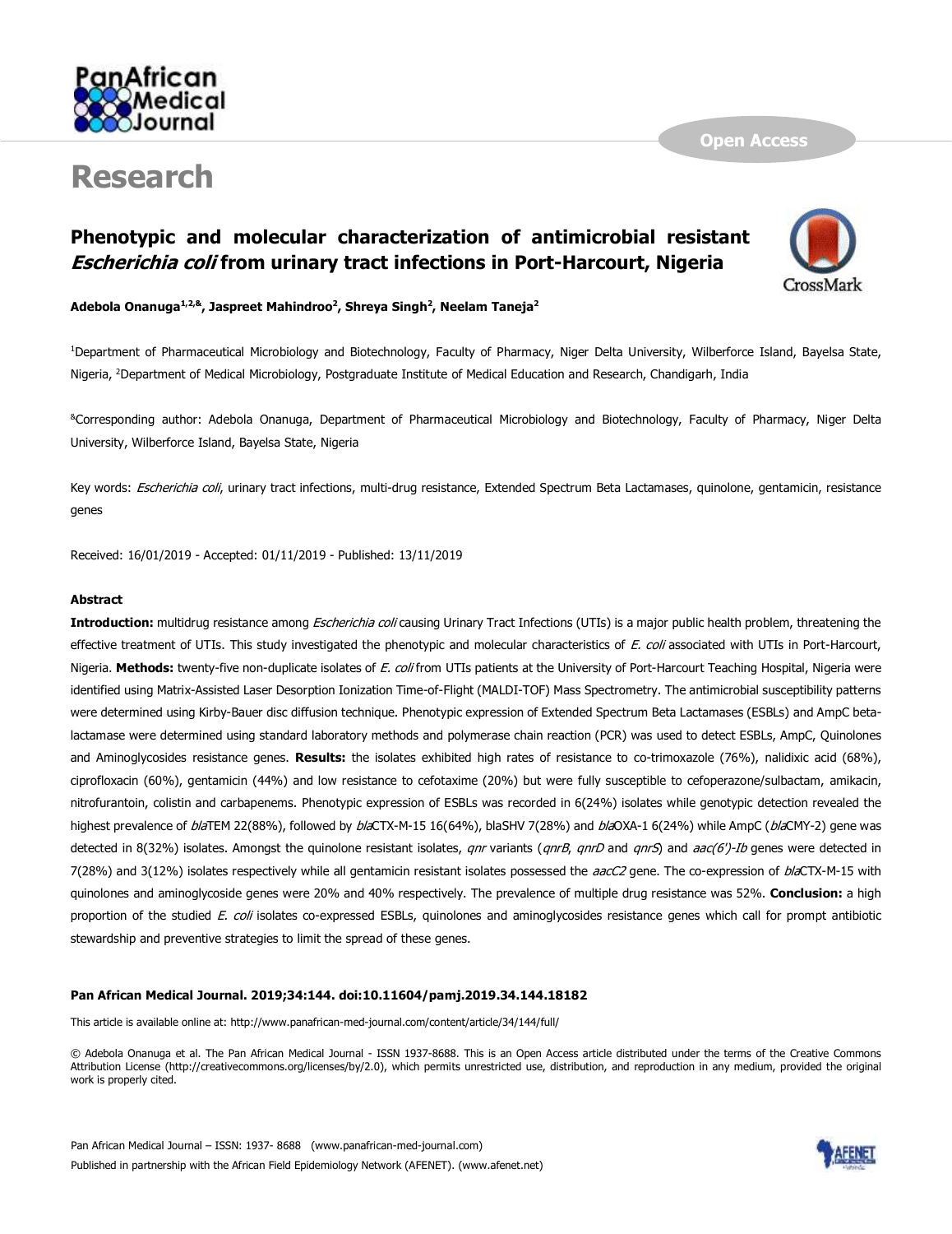# Research

## Phenotypic and molecular characterization of antimicrobial resistant *Escherichia coli* from urinary tract infections in Port-Harcourt, Nigeria

**Adebola Onanuga[1,2,&], Jaspreet Mahindroo[2], Shreya Singh[2], Neelam Taneja[2]**

[1]Department of Pharmaceutical Microbiology and Biotechnology, Faculty of Pharmacy, Niger Delta University, Wilberforce Island, Bayelsa State, Nigeria, [2]Department of Medical Microbiology, Postgraduate Institute of Medical Education and Research, Chandigarh, India

[&]Corresponding author: Adebola Onanuga, Department of Pharmaceutical Microbiology and Biotechnology, Faculty of Pharmacy, Niger Delta University, Wilberforce Island, Bayelsa State, Nigeria

Key words: *Escherichia coli*, urinary tract infections, multi-drug resistance, Extended Spectrum Beta Lactamases, quinolone, gentamicin, resistance genes

Received: 16/01/2019 - Accepted: 01/11/2019 - Published: 13/11/2019

### Abstract

**Introduction:** multidrug resistance among *Escherichia coli* causing Urinary Tract Infections (UTIs) is a major public health problem, threatening the effective treatment of UTIs. This study investigated the phenotypic and molecular characteristics of *E. coli* associated with UTIs in Port-Harcourt, Nigeria. **Methods:** twenty-five non-duplicate isolates of *E. coli* from UTIs patients at the University of Port-Harcourt Teaching Hospital, Nigeria were identified using Matrix-Assisted Laser Desorption Ionization Time-of-Flight (MALDI-TOF) Mass Spectrometry. The antimicrobial susceptibility patterns were determined using Kirby-Bauer disc diffusion technique. Phenotypic expression of Extended Spectrum Beta Lactamases (ESBLs) and AmpC beta-lactamase were determined using standard laboratory methods and polymerase chain reaction (PCR) was used to detect ESBLs, AmpC, Quinolones and Aminoglycosides resistance genes. **Results:** the isolates exhibited high rates of resistance to co-trimoxazole (76%), nalidixic acid (68%), ciprofloxacin (60%), gentamicin (44%) and low resistance to cefotaxime (20%) but were fully susceptible to cefoperazone/sulbactam, amikacin, nitrofurantoin, colistin and carbapenems. Phenotypic expression of ESBLs was recorded in 6(24%) isolates while genotypic detection revealed the highest prevalence of *bla*TEM 22(88%), followed by *bla*CTX-M-15 16(64%), blaSHV 7(28%) and *bla*OXA-1 6(24%) while AmpC (*bla*CMY-2) gene was detected in 8(32%) isolates. Amongst the quinolone resistant isolates, *qnr* variants (*qnrB*, *qnrD* and *qnrS*) and *aac(6')-Ib* genes were detected in 7(28%) and 3(12%) isolates respectively while all gentamicin resistant isolates possessed the *aacC2* gene. The co-expression of *bla*CTX-M-15 with quinolones and aminoglycoside genes were 20% and 40% respectively. The prevalence of multiple drug resistance was 52%. **Conclusion:** a high proportion of the studied *E. coli* isolates co-expressed ESBLs, quinolones and aminoglycosides resistance genes which call for prompt antibiotic stewardship and preventive strategies to limit the spread of these genes.

**Pan African Medical Journal. 2019;34:144. doi:10.11604/pamj.2019.34.144.18182**

This article is available online at: http://www.panafrican-med-journal.com/content/article/34/144/full/

© Adebola Onanuga et al. The Pan African Medical Journal - ISSN 1937-8688. This is an Open Access article distributed under the terms of the Creative Commons Attribution License (http://creativecommons.org/licenses/by/2.0), which permits unrestricted use, distribution, and reproduction in any medium, provided the original work is properly cited.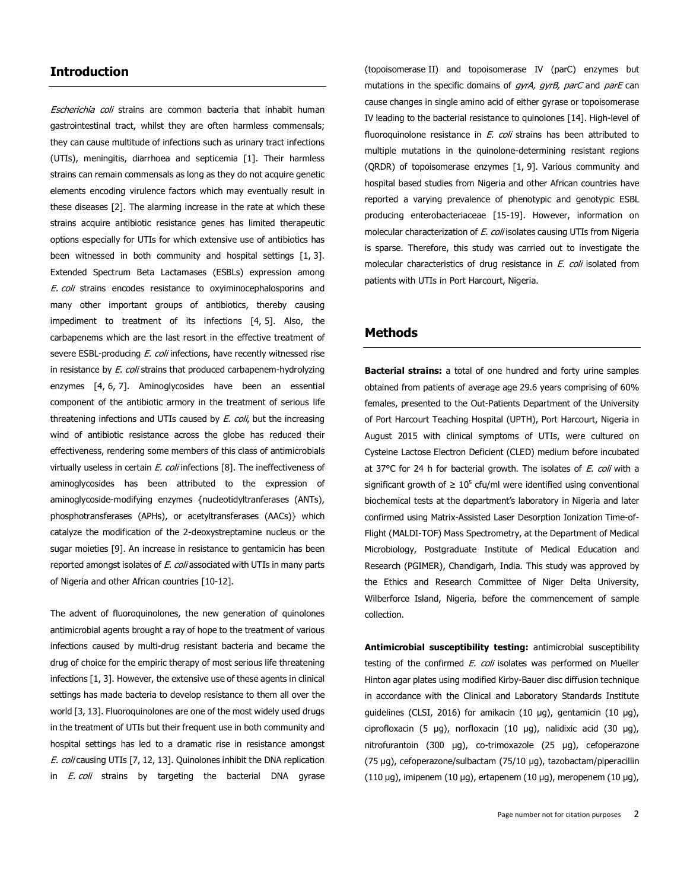## Introduction

*Escherichia coli* strains are common bacteria that inhabit human gastrointestinal tract, whilst they are often harmless commensals; they can cause multitude of infections such as urinary tract infections (UTIs), meningitis, diarrhoea and septicemia [1]. Their harmless strains can remain commensals as long as they do not acquire genetic elements encoding virulence factors which may eventually result in these diseases [2]. The alarming increase in the rate at which these strains acquire antibiotic resistance genes has limited therapeutic options especially for UTIs for which extensive use of antibiotics has been witnessed in both community and hospital settings [1, 3]. Extended Spectrum Beta Lactamases (ESBLs) expression among *E. coli* strains encodes resistance to oxyiminocephalosporins and many other important groups of antibiotics, thereby causing impediment to treatment of its infections [4, 5]. Also, the carbapenems which are the last resort in the effective treatment of severe ESBL-producing *E. coli* infections, have recently witnessed rise in resistance by *E. coli* strains that produced carbapenem-hydrolyzing enzymes [4, 6, 7]. Aminoglycosides have been an essential component of the antibiotic armory in the treatment of serious life threatening infections and UTIs caused by *E. coli*, but the increasing wind of antibiotic resistance across the globe has reduced their effectiveness, rendering some members of this class of antimicrobials virtually useless in certain *E. coli* infections [8]. The ineffectiveness of aminoglycosides has been attributed to the expression of aminoglycoside-modifying enzymes {nucleotidyltranferases (ANTs), phosphotransferases (APHs), or acetyltransferases (AACs)} which catalyze the modification of the 2-deoxystreptamine nucleus or the sugar moieties [9]. An increase in resistance to gentamicin has been reported amongst isolates of *E. coli* associated with UTIs in many parts of Nigeria and other African countries [10-12].

The advent of fluoroquinolones, the new generation of quinolones antimicrobial agents brought a ray of hope to the treatment of various infections caused by multi-drug resistant bacteria and became the drug of choice for the empiric therapy of most serious life threatening infections [1, 3]. However, the extensive use of these agents in clinical settings has made bacteria to develop resistance to them all over the world [3, 13]. Fluoroquinolones are one of the most widely used drugs in the treatment of UTIs but their frequent use in both community and hospital settings has led to a dramatic rise in resistance amongst *E. coli* causing UTIs [7, 12, 13]. Quinolones inhibit the DNA replication in *E. coli* strains by targeting the bacterial DNA gyrase (topoisomerase II) and topoisomerase IV (parC) enzymes but mutations in the specific domains of *gyrA, gyrB, parC* and *parE* can cause changes in single amino acid of either gyrase or topoisomerase IV leading to the bacterial resistance to quinolones [14]. High-level of fluoroquinolone resistance in *E. coli* strains has been attributed to multiple mutations in the quinolone-determining resistant regions (QRDR) of topoisomerase enzymes [1, 9]. Various community and hospital based studies from Nigeria and other African countries have reported a varying prevalence of phenotypic and genotypic ESBL producing enterobacteriaceae [15-19]. However, information on molecular characterization of *E. coli* isolates causing UTIs from Nigeria is sparse. Therefore, this study was carried out to investigate the molecular characteristics of drug resistance in *E. coli* isolated from patients with UTIs in Port Harcourt, Nigeria.

## Methods

**Bacterial strains:** a total of one hundred and forty urine samples obtained from patients of average age 29.6 years comprising of 60% females, presented to the Out-Patients Department of the University of Port Harcourt Teaching Hospital (UPTH), Port Harcourt, Nigeria in August 2015 with clinical symptoms of UTIs, were cultured on Cysteine Lactose Electron Deficient (CLED) medium before incubated at 37°C for 24 h for bacterial growth. The isolates of *E. coli* with a significant growth of $\geq 10^5$ cfu/ml were identified using conventional biochemical tests at the department's laboratory in Nigeria and later confirmed using Matrix-Assisted Laser Desorption Ionization Time-of-Flight (MALDI-TOF) Mass Spectrometry, at the Department of Medical Microbiology, Postgraduate Institute of Medical Education and Research (PGIMER), Chandigarh, India. This study was approved by the Ethics and Research Committee of Niger Delta University, Wilberforce Island, Nigeria, before the commencement of sample collection.

**Antimicrobial susceptibility testing:** antimicrobial susceptibility testing of the confirmed *E. coli* isolates was performed on Mueller Hinton agar plates using modified Kirby-Bauer disc diffusion technique in accordance with the Clinical and Laboratory Standards Institute guidelines (CLSI, 2016) for amikacin (10 µg), gentamicin (10 µg), ciprofloxacin (5 µg), norfloxacin (10 µg), nalidixic acid (30 µg), nitrofurantoin (300 µg), co-trimoxazole (25 µg), cefoperazone (75 µg), cefoperazone/sulbactam (75/10 µg), tazobactam/piperacillin (110 µg), imipenem (10 µg), ertapenem (10 µg), meropenem (10 µg),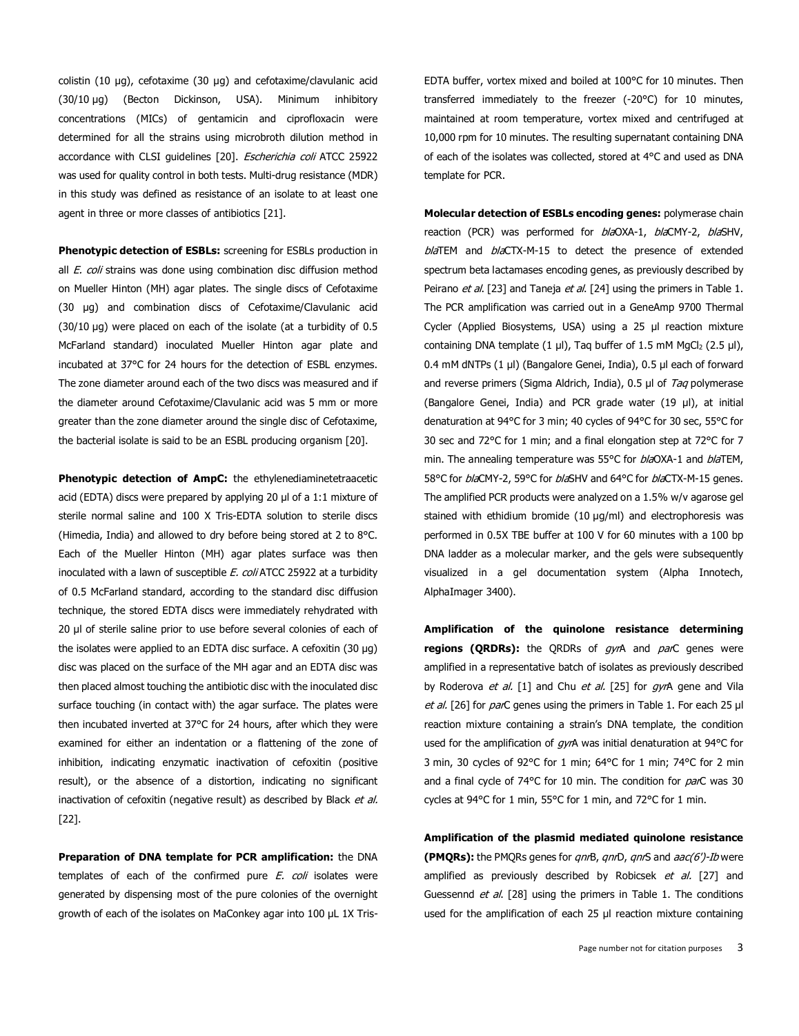colistin (10 µg), cefotaxime (30 µg) and cefotaxime/clavulanic acid (30/10 µg) (Becton Dickinson, USA). Minimum inhibitory concentrations (MICs) of gentamicin and ciprofloxacin were determined for all the strains using microbroth dilution method in accordance with CLSI guidelines [20]. *Escherichia coli* ATCC 25922 was used for quality control in both tests. Multi-drug resistance (MDR) in this study was defined as resistance of an isolate to at least one agent in three or more classes of antibiotics [21].

**Phenotypic detection of ESBLs:** screening for ESBLs production in all *E. coli* strains was done using combination disc diffusion method on Mueller Hinton (MH) agar plates. The single discs of Cefotaxime (30 µg) and combination discs of Cefotaxime/Clavulanic acid (30/10 µg) were placed on each of the isolate (at a turbidity of 0.5 McFarland standard) inoculated Mueller Hinton agar plate and incubated at 37°C for 24 hours for the detection of ESBL enzymes. The zone diameter around each of the two discs was measured and if the diameter around Cefotaxime/Clavulanic acid was 5 mm or more greater than the zone diameter around the single disc of Cefotaxime, the bacterial isolate is said to be an ESBL producing organism [20].

**Phenotypic detection of AmpC:** the ethylenediaminetetraacetic acid (EDTA) discs were prepared by applying 20 µl of a 1:1 mixture of sterile normal saline and 100 X Tris-EDTA solution to sterile discs (Himedia, India) and allowed to dry before being stored at 2 to 8°C. Each of the Mueller Hinton (MH) agar plates surface was then inoculated with a lawn of susceptible *E. coli* ATCC 25922 at a turbidity of 0.5 McFarland standard, according to the standard disc diffusion technique, the stored EDTA discs were immediately rehydrated with 20 µl of sterile saline prior to use before several colonies of each of the isolates were applied to an EDTA disc surface. A cefoxitin (30 µg) disc was placed on the surface of the MH agar and an EDTA disc was then placed almost touching the antibiotic disc with the inoculated disc surface touching (in contact with) the agar surface. The plates were then incubated inverted at 37°C for 24 hours, after which they were examined for either an indentation or a flattening of the zone of inhibition, indicating enzymatic inactivation of cefoxitin (positive result), or the absence of a distortion, indicating no significant inactivation of cefoxitin (negative result) as described by Black *et al.* [22].

**Preparation of DNA template for PCR amplification:** the DNA templates of each of the confirmed pure *E. coli* isolates were generated by dispensing most of the pure colonies of the overnight growth of each of the isolates on MaConkey agar into 100 µL 1X Tris-EDTA buffer, vortex mixed and boiled at 100°C for 10 minutes. Then transferred immediately to the freezer (-20°C) for 10 minutes, maintained at room temperature, vortex mixed and centrifuged at 10,000 rpm for 10 minutes. The resulting supernatant containing DNA of each of the isolates was collected, stored at 4°C and used as DNA template for PCR.

**Molecular detection of ESBLs encoding genes:** polymerase chain reaction (PCR) was performed for *bla*OXA-1, *bla*CMY-2, *bla*SHV, *bla*TEM and *bla*CTX-M-15 to detect the presence of extended spectrum beta lactamases encoding genes, as previously described by Peirano *et al.* [23] and Taneja *et al.* [24] using the primers in Table 1. The PCR amplification was carried out in a GeneAmp 9700 Thermal Cycler (Applied Biosystems, USA) using a 25 µl reaction mixture containing DNA template (1 µl), Taq buffer of 1.5 mM $MgCl_2$ (2.5 µl), 0.4 mM dNTPs (1 µl) (Bangalore Genei, India), 0.5 µl each of forward and reverse primers (Sigma Aldrich, India), 0.5 µl of *Taq* polymerase (Bangalore Genei, India) and PCR grade water (19 µl), at initial denaturation at 94°C for 3 min; 40 cycles of 94°C for 30 sec, 55°C for 30 sec and 72°C for 1 min; and a final elongation step at 72°C for 7 min. The annealing temperature was 55°C for *bla*OXA-1 and *bla*TEM, 58°C for *bla*CMY-2, 59°C for *bla*SHV and 64°C for *bla*CTX-M-15 genes. The amplified PCR products were analyzed on a 1.5% w/v agarose gel stained with ethidium bromide (10 µg/ml) and electrophoresis was performed in 0.5X TBE buffer at 100 V for 60 minutes with a 100 bp DNA ladder as a molecular marker, and the gels were subsequently visualized in a gel documentation system (Alpha Innotech, AlphaImager 3400).

**Amplification of the quinolone resistance determining regions (QRDRs):** the QRDRs of *gyr*A and *par*C genes were amplified in a representative batch of isolates as previously described by Roderova *et al.* [1] and Chu *et al.* [25] for *gyr*A gene and Vila *et al.* [26] for *par*C genes using the primers in Table 1. For each 25 µl reaction mixture containing a strain's DNA template, the condition used for the amplification of *gyr*A was initial denaturation at 94°C for 3 min, 30 cycles of 92°C for 1 min; 64°C for 1 min; 74°C for 2 min and a final cycle of 74°C for 10 min. The condition for *par*C was 30 cycles at 94°C for 1 min, 55°C for 1 min, and 72°C for 1 min.

**Amplification of the plasmid mediated quinolone resistance (PMQRs):** the PMQRs genes for *qnr*B, *qnr*D, *qnr*S and *aac(6')-Ib* were amplified as previously described by Robicsek *et al.* [27] and Guessennd *et al.* [28] using the primers in Table 1. The conditions used for the amplification of each 25 µl reaction mixture containing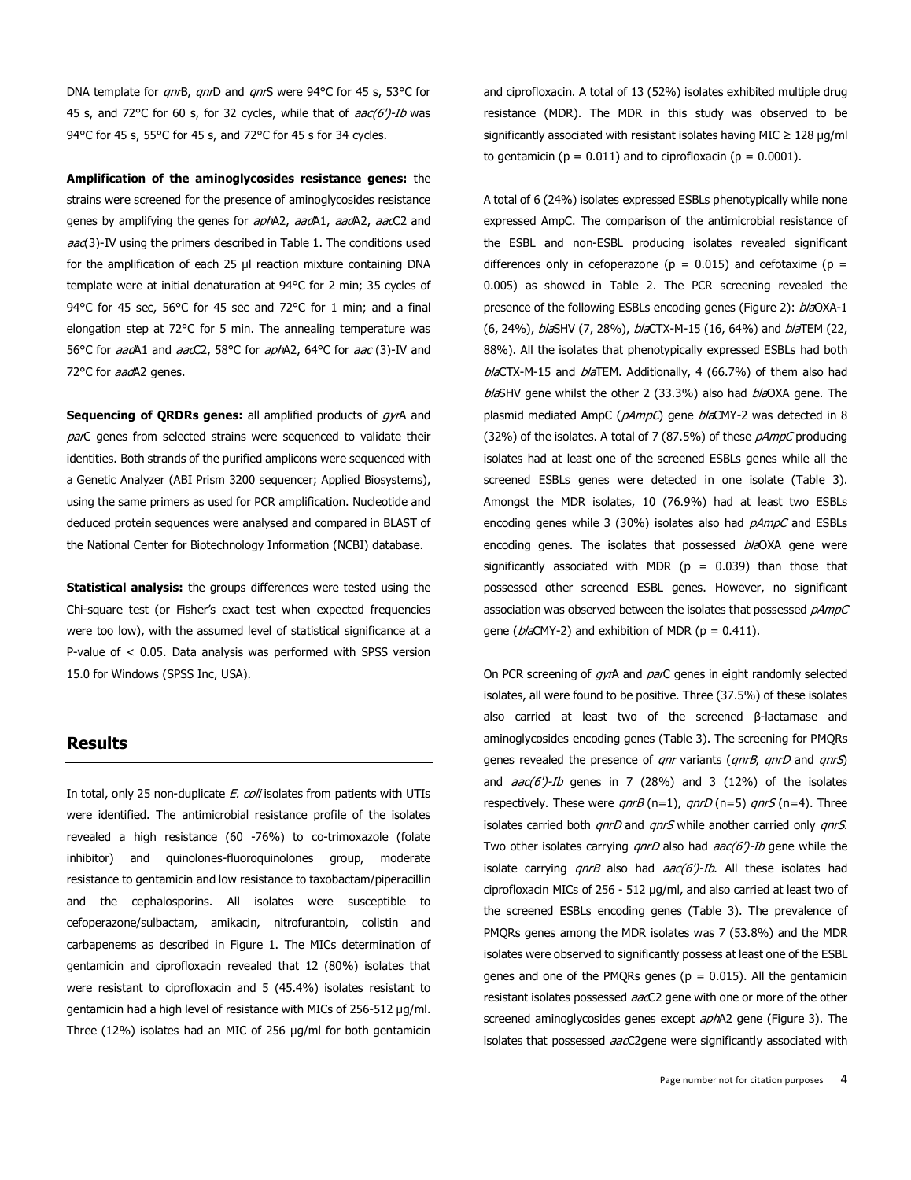DNA template for *qnr*B, *qnr*D and *qnr*S were 94°C for 45 s, 53°C for 45 s, and 72°C for 60 s, for 32 cycles, while that of *aac(6')-Ib* was 94°C for 45 s, 55°C for 45 s, and 72°C for 45 s for 34 cycles.

**Amplification of the aminoglycosides resistance genes:** the strains were screened for the presence of aminoglycosides resistance genes by amplifying the genes for *aph*A2, *aad*A1, *aad*A2, *aac*C2 and *aac*(3)-IV using the primers described in Table 1. The conditions used for the amplification of each 25 µl reaction mixture containing DNA template were at initial denaturation at 94°C for 2 min; 35 cycles of 94°C for 45 sec, 56°C for 45 sec and 72°C for 1 min; and a final elongation step at 72°C for 5 min. The annealing temperature was 56°C for *aad*A1 and *aac*C2, 58°C for *aph*A2, 64°C for *aac* (3)-IV and 72°C for *aad*A2 genes.

**Sequencing of QRDRs genes:** all amplified products of *gyr*A and *par*C genes from selected strains were sequenced to validate their identities. Both strands of the purified amplicons were sequenced with a Genetic Analyzer (ABI Prism 3200 sequencer; Applied Biosystems), using the same primers as used for PCR amplification. Nucleotide and deduced protein sequences were analysed and compared in BLAST of the National Center for Biotechnology Information (NCBI) database.

**Statistical analysis:** the groups differences were tested using the Chi-square test (or Fisher's exact test when expected frequencies were too low), with the assumed level of statistical significance at a P-value of < 0.05. Data analysis was performed with SPSS version 15.0 for Windows (SPSS Inc, USA).

## Results

In total, only 25 non-duplicate *E. coli* isolates from patients with UTIs were identified. The antimicrobial resistance profile of the isolates revealed a high resistance (60 -76%) to co-trimoxazole (folate inhibitor) and quinolones-fluoroquinolones group, moderate resistance to gentamicin and low resistance to taxobactam/piperacillin and the cephalosporins. All isolates were susceptible to cefoperazone/sulbactam, amikacin, nitrofurantoin, colistin and carbapenems as described in Figure 1. The MICs determination of gentamicin and ciprofloxacin revealed that 12 (80%) isolates that were resistant to ciprofloxacin and 5 (45.4%) isolates resistant to gentamicin had a high level of resistance with MICs of 256-512 µg/ml. Three (12%) isolates had an MIC of 256 µg/ml for both gentamicin and ciprofloxacin. A total of 13 (52%) isolates exhibited multiple drug resistance (MDR). The MDR in this study was observed to be significantly associated with resistant isolates having MIC ≥ 128 µg/ml to gentamicin ($p = 0.011$) and to ciprofloxacin ($p = 0.0001$).

A total of 6 (24%) isolates expressed ESBLs phenotypically while none expressed AmpC. The comparison of the antimicrobial resistance of the ESBL and non-ESBL producing isolates revealed significant differences only in cefoperazone ($p = 0.015$) and cefotaxime ($p = 0.005$) as showed in Table 2. The PCR screening revealed the presence of the following ESBLs encoding genes (Figure 2): *bla*OXA-1 (6, 24%), *bla*SHV (7, 28%), *bla*CTX-M-15 (16, 64%) and *bla*TEM (22, 88%). All the isolates that phenotypically expressed ESBLs had both *bla*CTX-M-15 and *bla*TEM. Additionally, 4 (66.7%) of them also had *bla*SHV gene whilst the other 2 (33.3%) also had *bla*OXA gene. The plasmid mediated AmpC (*pAmpC*) gene *bla*CMY-2 was detected in 8 (32%) of the isolates. A total of 7 (87.5%) of these *pAmpC* producing isolates had at least one of the screened ESBLs genes while all the screened ESBLs genes were detected in one isolate (Table 3). Amongst the MDR isolates, 10 (76.9%) had at least two ESBLs encoding genes while 3 (30%) isolates also had *pAmpC* and ESBLs encoding genes. The isolates that possessed *bla*OXA gene were significantly associated with MDR ($p = 0.039$) than those that possessed other screened ESBL genes. However, no significant association was observed between the isolates that possessed *pAmpC* gene (*bla*CMY-2) and exhibition of MDR ($p = 0.411$).

On PCR screening of *gyr*A and *par*C genes in eight randomly selected isolates, all were found to be positive. Three (37.5%) of these isolates also carried at least two of the screened β-lactamase and aminoglycosides encoding genes (Table 3). The screening for PMQRs genes revealed the presence of *qnr* variants (*qnrB*, *qnrD* and *qnrS*) and *aac(6')-Ib* genes in 7 (28%) and 3 (12%) of the isolates respectively. These were *qnrB* (n=1), *qnrD* (n=5) *qnrS* (n=4). Three isolates carried both *qnrD* and *qnrS* while another carried only *qnrS*. Two other isolates carrying *qnrD* also had *aac(6')-Ib* gene while the isolate carrying *qnrB* also had *aac(6')-Ib*. All these isolates had ciprofloxacin MICs of 256 - 512 µg/ml, and also carried at least two of the screened ESBLs encoding genes (Table 3). The prevalence of PMQRs genes among the MDR isolates was 7 (53.8%) and the MDR isolates were observed to significantly possess at least one of the ESBL genes and one of the PMQRs genes ($p = 0.015$). All the gentamicin resistant isolates possessed *aac*C2 gene with one or more of the other screened aminoglycosides genes except *aph*A2 gene (Figure 3). The isolates that possessed *aac*C2gene were significantly associated with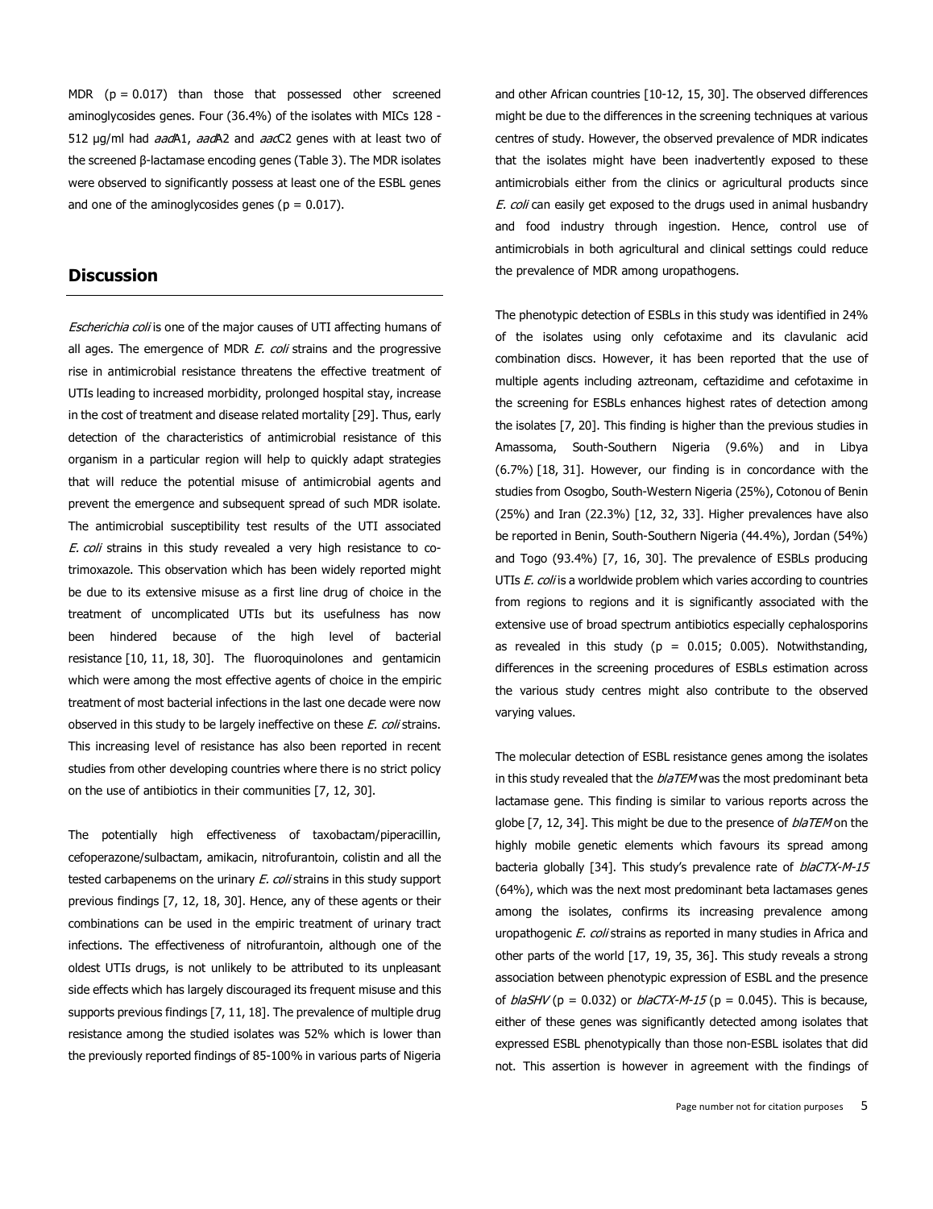MDR (p = 0.017) than those that possessed other screened aminoglycosides genes. Four (36.4%) of the isolates with MICs 128 - 512 µg/ml had *aad*A1, *aad*A2 and *aac*C2 genes with at least two of the screened β-lactamase encoding genes (Table 3). The MDR isolates were observed to significantly possess at least one of the ESBL genes and one of the aminoglycosides genes (p = 0.017).

## Discussion

*Escherichia coli* is one of the major causes of UTI affecting humans of all ages. The emergence of MDR *E. coli* strains and the progressive rise in antimicrobial resistance threatens the effective treatment of UTIs leading to increased morbidity, prolonged hospital stay, increase in the cost of treatment and disease related mortality [29]. Thus, early detection of the characteristics of antimicrobial resistance of this organism in a particular region will help to quickly adapt strategies that will reduce the potential misuse of antimicrobial agents and prevent the emergence and subsequent spread of such MDR isolate. The antimicrobial susceptibility test results of the UTI associated *E. coli* strains in this study revealed a very high resistance to co-trimoxazole. This observation which has been widely reported might be due to its extensive misuse as a first line drug of choice in the treatment of uncomplicated UTIs but its usefulness has now been hindered because of the high level of bacterial resistance [10, 11, 18, 30]. The fluoroquinolones and gentamicin which were among the most effective agents of choice in the empiric treatment of most bacterial infections in the last one decade were now observed in this study to be largely ineffective on these *E. coli* strains. This increasing level of resistance has also been reported in recent studies from other developing countries where there is no strict policy on the use of antibiotics in their communities [7, 12, 30].

The potentially high effectiveness of taxobactam/piperacillin, cefoperazone/sulbactam, amikacin, nitrofurantoin, colistin and all the tested carbapenems on the urinary *E. coli* strains in this study support previous findings [7, 12, 18, 30]. Hence, any of these agents or their combinations can be used in the empiric treatment of urinary tract infections. The effectiveness of nitrofurantoin, although one of the oldest UTIs drugs, is not unlikely to be attributed to its unpleasant side effects which has largely discouraged its frequent misuse and this supports previous findings [7, 11, 18]. The prevalence of multiple drug resistance among the studied isolates was 52% which is lower than the previously reported findings of 85-100% in various parts of Nigeria and other African countries [10-12, 15, 30]. The observed differences might be due to the differences in the screening techniques at various centres of study. However, the observed prevalence of MDR indicates that the isolates might have been inadvertently exposed to these antimicrobials either from the clinics or agricultural products since *E. coli* can easily get exposed to the drugs used in animal husbandry and food industry through ingestion. Hence, control use of antimicrobials in both agricultural and clinical settings could reduce the prevalence of MDR among uropathogens.

The phenotypic detection of ESBLs in this study was identified in 24% of the isolates using only cefotaxime and its clavulanic acid combination discs. However, it has been reported that the use of multiple agents including aztreonam, ceftazidime and cefotaxime in the screening for ESBLs enhances highest rates of detection among the isolates [7, 20]. This finding is higher than the previous studies in Amassoma, South-Southern Nigeria (9.6%) and in Libya (6.7%) [18, 31]. However, our finding is in concordance with the studies from Osogbo, South-Western Nigeria (25%), Cotonou of Benin (25%) and Iran (22.3%) [12, 32, 33]. Higher prevalences have also be reported in Benin, South-Southern Nigeria (44.4%), Jordan (54%) and Togo (93.4%) [7, 16, 30]. The prevalence of ESBLs producing UTIs *E. coli* is a worldwide problem which varies according to countries from regions to regions and it is significantly associated with the extensive use of broad spectrum antibiotics especially cephalosporins as revealed in this study (p = 0.015; 0.005). Notwithstanding, differences in the screening procedures of ESBLs estimation across the various study centres might also contribute to the observed varying values.

The molecular detection of ESBL resistance genes among the isolates in this study revealed that the *blaTEM* was the most predominant beta lactamase gene. This finding is similar to various reports across the globe [7, 12, 34]. This might be due to the presence of *blaTEM* on the highly mobile genetic elements which favours its spread among bacteria globally [34]. This study's prevalence rate of *blaCTX-M-15* (64%), which was the next most predominant beta lactamases genes among the isolates, confirms its increasing prevalence among uropathogenic *E. coli* strains as reported in many studies in Africa and other parts of the world [17, 19, 35, 36]. This study reveals a strong association between phenotypic expression of ESBL and the presence of *blaSHV* (p = 0.032) or *blaCTX-M-15* (p = 0.045). This is because, either of these genes was significantly detected among isolates that expressed ESBL phenotypically than those non-ESBL isolates that did not. This assertion is however in agreement with the findings of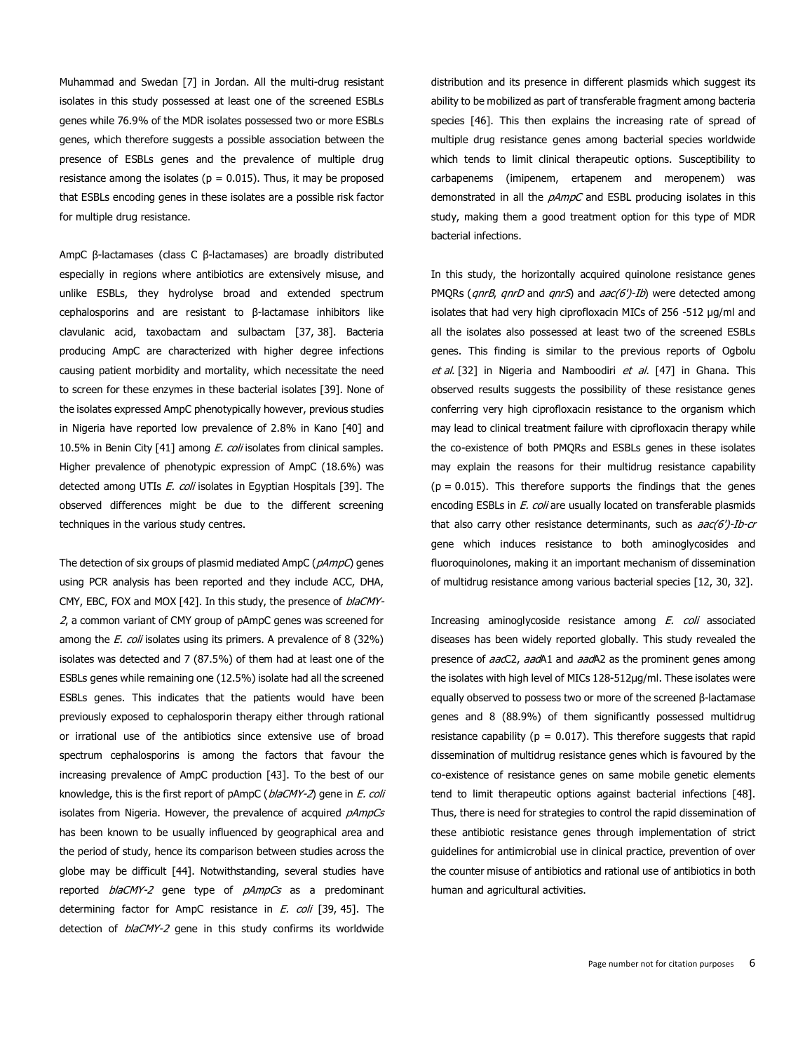Muhammad and Swedan [7] in Jordan. All the multi-drug resistant isolates in this study possessed at least one of the screened ESBLs genes while 76.9% of the MDR isolates possessed two or more ESBLs genes, which therefore suggests a possible association between the presence of ESBLs genes and the prevalence of multiple drug resistance among the isolates ($p = 0.015$). Thus, it may be proposed that ESBLs encoding genes in these isolates are a possible risk factor for multiple drug resistance.

AmpC β-lactamases (class C β-lactamases) are broadly distributed especially in regions where antibiotics are extensively misuse, and unlike ESBLs, they hydrolyse broad and extended spectrum cephalosporins and are resistant to β-lactamase inhibitors like clavulanic acid, taxobactam and sulbactam [37, 38]. Bacteria producing AmpC are characterized with higher degree infections causing patient morbidity and mortality, which necessitate the need to screen for these enzymes in these bacterial isolates [39]. None of the isolates expressed AmpC phenotypically however, previous studies in Nigeria have reported low prevalence of 2.8% in Kano [40] and 10.5% in Benin City [41] among *E. coli* isolates from clinical samples. Higher prevalence of phenotypic expression of AmpC (18.6%) was detected among UTIs *E. coli* isolates in Egyptian Hospitals [39]. The observed differences might be due to the different screening techniques in the various study centres.

The detection of six groups of plasmid mediated AmpC (*pAmpC*) genes using PCR analysis has been reported and they include ACC, DHA, CMY, EBC, FOX and MOX [42]. In this study, the presence of *blaCMY-2*, a common variant of CMY group of pAmpC genes was screened for among the *E. coli* isolates using its primers. A prevalence of 8 (32%) isolates was detected and 7 (87.5%) of them had at least one of the ESBLs genes while remaining one (12.5%) isolate had all the screened ESBLs genes. This indicates that the patients would have been previously exposed to cephalosporin therapy either through rational or irrational use of the antibiotics since extensive use of broad spectrum cephalosporins is among the factors that favour the increasing prevalence of AmpC production [43]. To the best of our knowledge, this is the first report of pAmpC (*blaCMY-2*) gene in *E. coli* isolates from Nigeria. However, the prevalence of acquired *pAmpCs* has been known to be usually influenced by geographical area and the period of study, hence its comparison between studies across the globe may be difficult [44]. Notwithstanding, several studies have reported *blaCMY-2* gene type of *pAmpCs* as a predominant determining factor for AmpC resistance in *E. coli* [39, 45]. The detection of *blaCMY-2* gene in this study confirms its worldwide distribution and its presence in different plasmids which suggest its ability to be mobilized as part of transferable fragment among bacteria species [46]. This then explains the increasing rate of spread of multiple drug resistance genes among bacterial species worldwide which tends to limit clinical therapeutic options. Susceptibility to carbapenems (imipenem, ertapenem and meropenem) was demonstrated in all the *pAmpC* and ESBL producing isolates in this study, making them a good treatment option for this type of MDR bacterial infections.

In this study, the horizontally acquired quinolone resistance genes PMQRs (*qnrB*, *qnrD* and *qnrS*) and *aac(6')-Ib*) were detected among isolates that had very high ciprofloxacin MICs of 256 -512 µg/ml and all the isolates also possessed at least two of the screened ESBLs genes. This finding is similar to the previous reports of Ogbolu *et al.* [32] in Nigeria and Namboodiri *et al.* [47] in Ghana. This observed results suggests the possibility of these resistance genes conferring very high ciprofloxacin resistance to the organism which may lead to clinical treatment failure with ciprofloxacin therapy while the co-existence of both PMQRs and ESBLs genes in these isolates may explain the reasons for their multidrug resistance capability ($p = 0.015$). This therefore supports the findings that the genes encoding ESBLs in *E. coli* are usually located on transferable plasmids that also carry other resistance determinants, such as *aac(6')-Ib-cr* gene which induces resistance to both aminoglycosides and fluoroquinolones, making it an important mechanism of dissemination of multidrug resistance among various bacterial species [12, 30, 32].

Increasing aminoglycoside resistance among *E. coli* associated diseases has been widely reported globally. This study revealed the presence of *aac*C2, *aad*A1 and *aad*A2 as the prominent genes among the isolates with high level of MICs 128-512µg/ml. These isolates were equally observed to possess two or more of the screened β-lactamase genes and 8 (88.9%) of them significantly possessed multidrug resistance capability ($p = 0.017$). This therefore suggests that rapid dissemination of multidrug resistance genes which is favoured by the co-existence of resistance genes on same mobile genetic elements tend to limit therapeutic options against bacterial infections [48]. Thus, there is need for strategies to control the rapid dissemination of these antibiotic resistance genes through implementation of strict guidelines for antimicrobial use in clinical practice, prevention of over the counter misuse of antibiotics and rational use of antibiotics in both human and agricultural activities.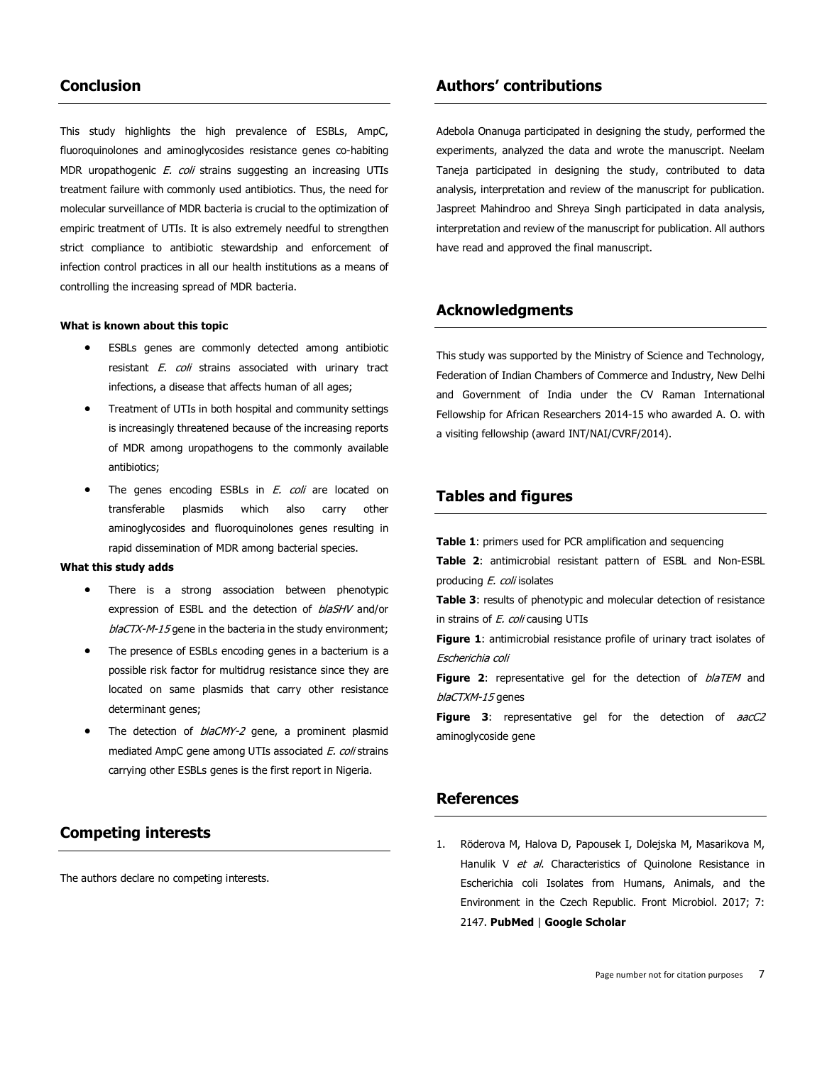## Conclusion

This study highlights the high prevalence of ESBLs, AmpC, fluoroquinolones and aminoglycosides resistance genes co-habiting MDR uropathogenic *E. coli* strains suggesting an increasing UTIs treatment failure with commonly used antibiotics. Thus, the need for molecular surveillance of MDR bacteria is crucial to the optimization of empiric treatment of UTIs. It is also extremely needful to strengthen strict compliance to antibiotic stewardship and enforcement of infection control practices in all our health institutions as a means of controlling the increasing spread of MDR bacteria.

**What is known about this topic**

- ESBLs genes are commonly detected among antibiotic resistant *E. coli* strains associated with urinary tract infections, a disease that affects human of all ages;
- Treatment of UTIs in both hospital and community settings is increasingly threatened because of the increasing reports of MDR among uropathogens to the commonly available antibiotics;
- The genes encoding ESBLs in *E. coli* are located on transferable plasmids which also carry other aminoglycosides and fluoroquinolones genes resulting in rapid dissemination of MDR among bacterial species.

**What this study adds**

- There is a strong association between phenotypic expression of ESBL and the detection of *blaSHV* and/or *blaCTX-M-15* gene in the bacteria in the study environment;
- The presence of ESBLs encoding genes in a bacterium is a possible risk factor for multidrug resistance since they are located on same plasmids that carry other resistance determinant genes;
- The detection of *blaCMY-2* gene, a prominent plasmid mediated AmpC gene among UTIs associated *E. coli* strains carrying other ESBLs genes is the first report in Nigeria.

## Competing interests

The authors declare no competing interests.

## Authors' contributions

Adebola Onanuga participated in designing the study, performed the experiments, analyzed the data and wrote the manuscript. Neelam Taneja participated in designing the study, contributed to data analysis, interpretation and review of the manuscript for publication. Jaspreet Mahindroo and Shreya Singh participated in data analysis, interpretation and review of the manuscript for publication. All authors have read and approved the final manuscript.

## Acknowledgments

This study was supported by the Ministry of Science and Technology, Federation of Indian Chambers of Commerce and Industry, New Delhi and Government of India under the CV Raman International Fellowship for African Researchers 2014-15 who awarded A. O. with a visiting fellowship (award INT/NAI/CVRF/2014).

## Tables and figures

**Table 1**: primers used for PCR amplification and sequencing

**Table 2**: antimicrobial resistant pattern of ESBL and Non-ESBL producing *E. coli* isolates

**Table 3**: results of phenotypic and molecular detection of resistance in strains of *E. coli* causing UTIs

**Figure 1**: antimicrobial resistance profile of urinary tract isolates of *Escherichia coli*

**Figure 2**: representative gel for the detection of *blaTEM* and *blaCTXM-15* genes

**Figure 3**: representative gel for the detection of *aacC2* aminoglycoside gene

## References

1. Röderova M, Halova D, Papousek I, Dolejska M, Masarikova M, Hanulik V *et al*. Characteristics of Quinolone Resistance in Escherichia coli Isolates from Humans, Animals, and the Environment in the Czech Republic. Front Microbiol. 2017; 7: 2147. **PubMed** | **Google Scholar**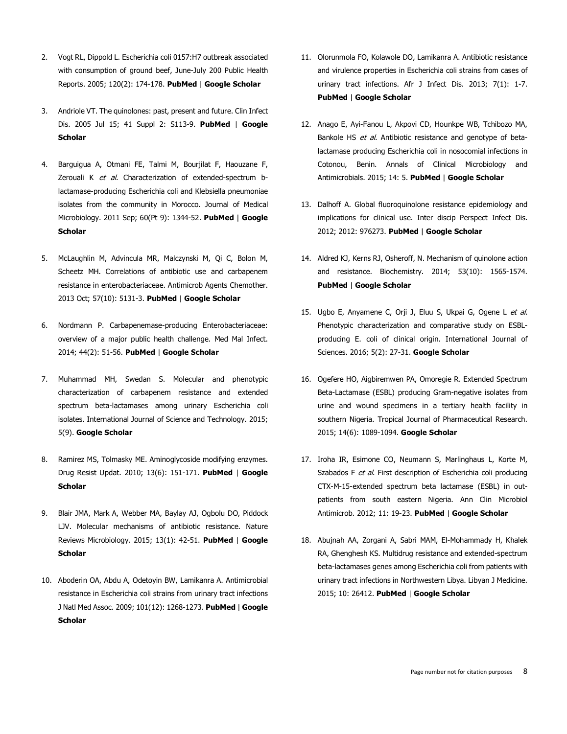2. Vogt RL, Dippold L. Escherichia coli 0157:H7 outbreak associated with consumption of ground beef, June-July 200 Public Health Reports. 2005; 120(2): 174-178. **PubMed** | **Google Scholar**

3. Andriole VT. The quinolones: past, present and future. Clin Infect Dis. 2005 Jul 15; 41 Suppl 2: S113-9. **PubMed** | **Google Scholar**

4. Barguigua A, Otmani FE, Talmi M, Bourjilat F, Haouzane F, Zerouali K *et al*. Characterization of extended-spectrum b-lactamase-producing Escherichia coli and Klebsiella pneumoniae isolates from the community in Morocco. Journal of Medical Microbiology. 2011 Sep; 60(Pt 9): 1344-52. **PubMed** | **Google Scholar**

5. McLaughlin M, Advincula MR, Malczynski M, Qi C, Bolon M, Scheetz MH. Correlations of antibiotic use and carbapenem resistance in enterobacteriaceae. Antimicrob Agents Chemother. 2013 Oct; 57(10): 5131-3. **PubMed** | **Google Scholar**

6. Nordmann P. Carbapenemase-producing Enterobacteriaceae: overview of a major public health challenge. Med Mal Infect. 2014; 44(2): 51-56. **PubMed** | **Google Scholar**

7. Muhammad MH, Swedan S. Molecular and phenotypic characterization of carbapenem resistance and extended spectrum beta-lactamases among urinary Escherichia coli isolates. International Journal of Science and Technology. 2015; 5(9). **Google Scholar**

8. Ramirez MS, Tolmasky ME. Aminoglycoside modifying enzymes. Drug Resist Updat. 2010; 13(6): 151-171. **PubMed** | **Google Scholar**

9. Blair JMA, Mark A, Webber MA, Baylay AJ, Ogbolu DO, Piddock LJV. Molecular mechanisms of antibiotic resistance. Nature Reviews Microbiology. 2015; 13(1): 42-51. **PubMed** | **Google Scholar**

10. Aboderin OA, Abdu A, Odetoyin BW, Lamikanra A. Antimicrobial resistance in Escherichia coli strains from urinary tract infections J Natl Med Assoc. 2009; 101(12): 1268-1273. **PubMed** | **Google Scholar**

11. Olorunmola FO, Kolawole DO, Lamikanra A. Antibiotic resistance and virulence properties in Escherichia coli strains from cases of urinary tract infections. Afr J Infect Dis. 2013; 7(1): 1-7. **PubMed** | **Google Scholar**

12. Anago E, Ayi-Fanou L, Akpovi CD, Hounkpe WB, Tchibozo MA, Bankole HS *et al*. Antibiotic resistance and genotype of beta-lactamase producing Escherichia coli in nosocomial infections in Cotonou, Benin. Annals of Clinical Microbiology and Antimicrobials. 2015; 14: 5. **PubMed** | **Google Scholar**

13. Dalhoff A. Global fluoroquinolone resistance epidemiology and implications for clinical use. Inter discip Perspect Infect Dis. 2012; 2012: 976273. **PubMed** | **Google Scholar**

14. Aldred KJ, Kerns RJ, Osheroff, N. Mechanism of quinolone action and resistance. Biochemistry. 2014; 53(10): 1565-1574. **PubMed** | **Google Scholar**

15. Ugbo E, Anyamene C, Orji J, Eluu S, Ukpai G, Ogene L *et al*. Phenotypic characterization and comparative study on ESBL-producing E. coli of clinical origin. International Journal of Sciences. 2016; 5(2): 27-31. **Google Scholar**

16. Ogefere HO, Aigbiremwen PA, Omoregie R. Extended Spectrum Beta-Lactamase (ESBL) producing Gram-negative isolates from urine and wound specimens in a tertiary health facility in southern Nigeria. Tropical Journal of Pharmaceutical Research. 2015; 14(6): 1089-1094. **Google Scholar**

17. Iroha IR, Esimone CO, Neumann S, Marlinghaus L, Korte M, Szabados F *et al*. First description of Escherichia coli producing CTX-M-15-extended spectrum beta lactamase (ESBL) in out-patients from south eastern Nigeria. Ann Clin Microbiol Antimicrob. 2012; 11: 19-23. **PubMed** | **Google Scholar**

18. Abujnah AA, Zorgani A, Sabri MAM, El-Mohammady H, Khalek RA, Ghenghesh KS. Multidrug resistance and extended-spectrum beta-lactamases genes among Escherichia coli from patients with urinary tract infections in Northwestern Libya. Libyan J Medicine. 2015; 10: 26412. **PubMed** | **Google Scholar**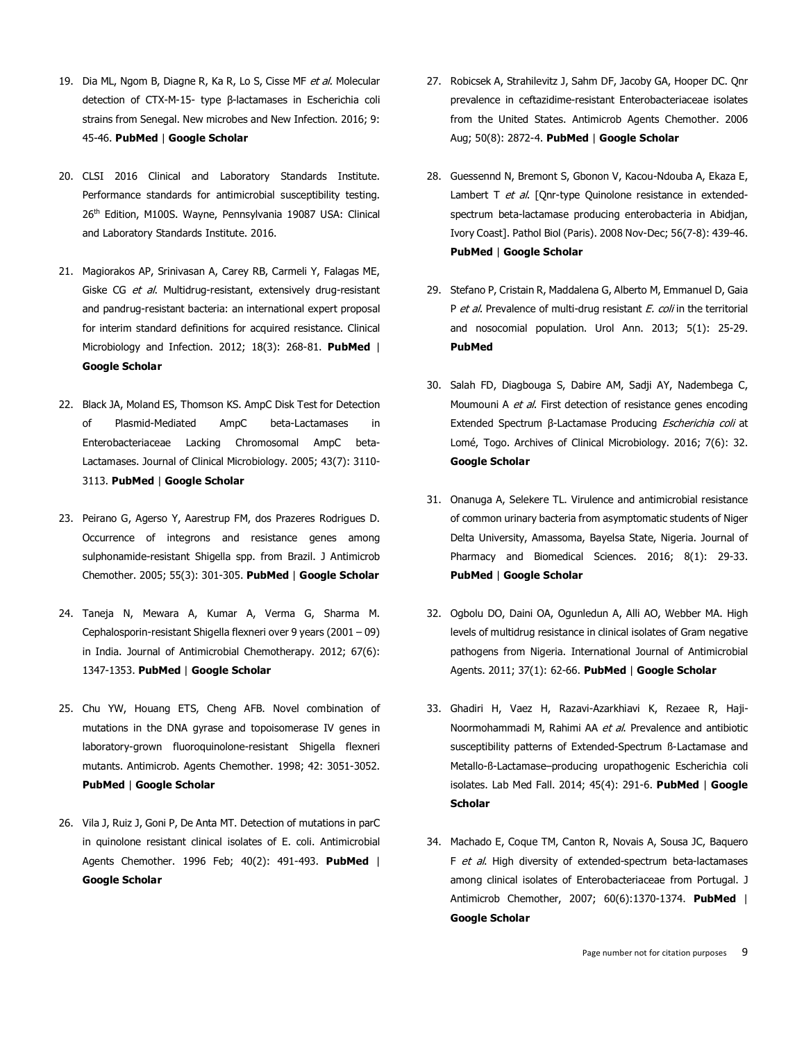19. Dia ML, Ngom B, Diagne R, Ka R, Lo S, Cisse MF *et al*. Molecular detection of CTX-M-15- type β-lactamases in Escherichia coli strains from Senegal. New microbes and New Infection. 2016; 9: 45-46. **PubMed** | **Google Scholar**

20. CLSI 2016 Clinical and Laboratory Standards Institute. Performance standards for antimicrobial susceptibility testing. 26th Edition, M100S. Wayne, Pennsylvania 19087 USA: Clinical and Laboratory Standards Institute. 2016.

21. Magiorakos AP, Srinivasan A, Carey RB, Carmeli Y, Falagas ME, Giske CG *et al*. Multidrug-resistant, extensively drug-resistant and pandrug-resistant bacteria: an international expert proposal for interim standard definitions for acquired resistance. Clinical Microbiology and Infection. 2012; 18(3): 268-81. **PubMed** | **Google Scholar**

22. Black JA, Moland ES, Thomson KS. AmpC Disk Test for Detection of Plasmid-Mediated AmpC beta-Lactamases in Enterobacteriaceae Lacking Chromosomal AmpC beta-Lactamases. Journal of Clinical Microbiology. 2005; 43(7): 3110-3113. **PubMed** | **Google Scholar**

23. Peirano G, Agerso Y, Aarestrup FM, dos Prazeres Rodrigues D. Occurrence of integrons and resistance genes among sulphonamide-resistant Shigella spp. from Brazil. J Antimicrob Chemother. 2005; 55(3): 301-305. **PubMed** | **Google Scholar**

24. Taneja N, Mewara A, Kumar A, Verma G, Sharma M. Cephalosporin-resistant Shigella flexneri over 9 years (2001 – 09) in India. Journal of Antimicrobial Chemotherapy. 2012; 67(6): 1347-1353. **PubMed** | **Google Scholar**

25. Chu YW, Houang ETS, Cheng AFB. Novel combination of mutations in the DNA gyrase and topoisomerase IV genes in laboratory-grown fluoroquinolone-resistant Shigella flexneri mutants. Antimicrob. Agents Chemother. 1998; 42: 3051-3052. **PubMed** | **Google Scholar**

26. Vila J, Ruiz J, Goni P, De Anta MT. Detection of mutations in parC in quinolone resistant clinical isolates of E. coli. Antimicrobial Agents Chemother. 1996 Feb; 40(2): 491-493. **PubMed** | **Google Scholar**

27. Robicsek A, Strahilevitz J, Sahm DF, Jacoby GA, Hooper DC. Qnr prevalence in ceftazidime-resistant Enterobacteriaceae isolates from the United States. Antimicrob Agents Chemother. 2006 Aug; 50(8): 2872-4. **PubMed** | **Google Scholar**

28. Guessennd N, Bremont S, Gbonon V, Kacou-Ndouba A, Ekaza E, Lambert T *et al*. [Qnr-type Quinolone resistance in extended-spectrum beta-lactamase producing enterobacteria in Abidjan, Ivory Coast]. Pathol Biol (Paris). 2008 Nov-Dec; 56(7-8): 439-46. **PubMed** | **Google Scholar**

29. Stefano P, Cristain R, Maddalena G, Alberto M, Emmanuel D, Gaia P *et al*. Prevalence of multi-drug resistant *E. coli* in the territorial and nosocomial population. Urol Ann. 2013; 5(1): 25-29. **PubMed**

30. Salah FD, Diagbouga S, Dabire AM, Sadji AY, Nadembega C, Moumouni A *et al*. First detection of resistance genes encoding Extended Spectrum β-Lactamase Producing *Escherichia coli* at Lomé, Togo. Archives of Clinical Microbiology. 2016; 7(6): 32. **Google Scholar**

31. Onanuga A, Selekere TL. Virulence and antimicrobial resistance of common urinary bacteria from asymptomatic students of Niger Delta University, Amassoma, Bayelsa State, Nigeria. Journal of Pharmacy and Biomedical Sciences. 2016; 8(1): 29-33. **PubMed** | **Google Scholar**

32. Ogbolu DO, Daini OA, Ogunledun A, Alli AO, Webber MA. High levels of multidrug resistance in clinical isolates of Gram negative pathogens from Nigeria. International Journal of Antimicrobial Agents. 2011; 37(1): 62-66. **PubMed** | **Google Scholar**

33. Ghadiri H, Vaez H, Razavi-Azarkhiavi K, Rezaee R, Haji-Noormohammadi M, Rahimi AA *et al*. Prevalence and antibiotic susceptibility patterns of Extended-Spectrum ß-Lactamase and Metallo-ß-Lactamase–producing uropathogenic Escherichia coli isolates. Lab Med Fall. 2014; 45(4): 291-6. **PubMed** | **Google Scholar**

34. Machado E, Coque TM, Canton R, Novais A, Sousa JC, Baquero F *et al*. High diversity of extended-spectrum beta-lactamases among clinical isolates of Enterobacteriaceae from Portugal. J Antimicrob Chemother, 2007; 60(6):1370-1374. **PubMed** | **Google Scholar**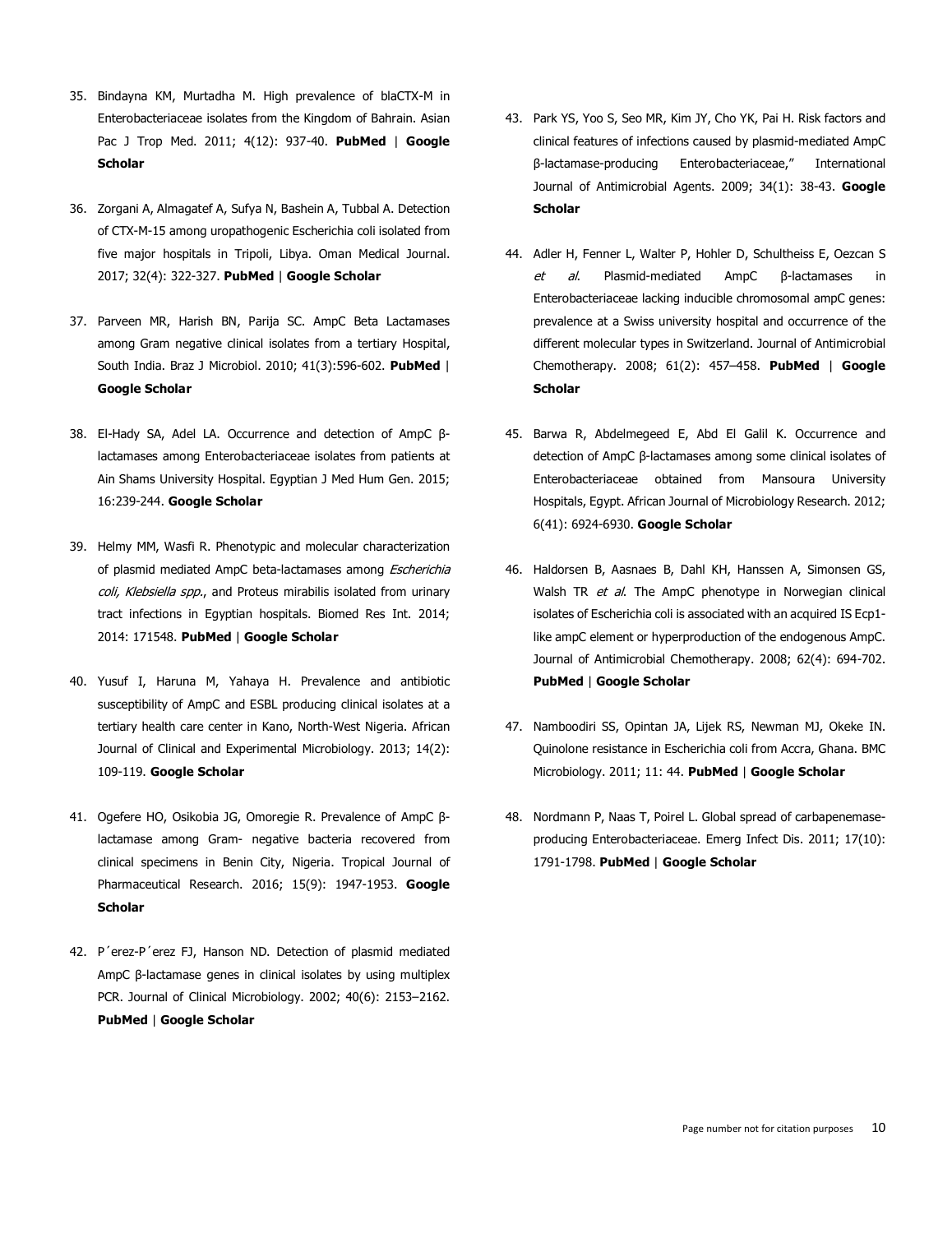35. Bindayna KM, Murtadha M. High prevalence of blaCTX-M in Enterobacteriaceae isolates from the Kingdom of Bahrain. Asian Pac J Trop Med. 2011; 4(12): 937-40. **PubMed** | **Google Scholar**

36. Zorgani A, Almagatef A, Sufya N, Bashein A, Tubbal A. Detection of CTX-M-15 among uropathogenic Escherichia coli isolated from five major hospitals in Tripoli, Libya. Oman Medical Journal. 2017; 32(4): 322-327. **PubMed** | **Google Scholar**

37. Parveen MR, Harish BN, Parija SC. AmpC Beta Lactamases among Gram negative clinical isolates from a tertiary Hospital, South India. Braz J Microbiol. 2010; 41(3):596-602. **PubMed** | **Google Scholar**

38. El-Hady SA, Adel LA. Occurrence and detection of AmpC β-lactamases among Enterobacteriaceae isolates from patients at Ain Shams University Hospital. Egyptian J Med Hum Gen. 2015; 16:239-244. **Google Scholar**

39. Helmy MM, Wasfi R. Phenotypic and molecular characterization of plasmid mediated AmpC beta-lactamases among *Escherichia coli, Klebsiella spp*., and Proteus mirabilis isolated from urinary tract infections in Egyptian hospitals. Biomed Res Int. 2014; 2014: 171548. **PubMed** | **Google Scholar**

40. Yusuf I, Haruna M, Yahaya H. Prevalence and antibiotic susceptibility of AmpC and ESBL producing clinical isolates at a tertiary health care center in Kano, North-West Nigeria. African Journal of Clinical and Experimental Microbiology. 2013; 14(2): 109-119. **Google Scholar**

41. Ogefere HO, Osikobia JG, Omoregie R. Prevalence of AmpC β-lactamase among Gram- negative bacteria recovered from clinical specimens in Benin City, Nigeria. Tropical Journal of Pharmaceutical Research. 2016; 15(9): 1947-1953. **Google Scholar**

42. P´erez-P´erez FJ, Hanson ND. Detection of plasmid mediated AmpC β-lactamase genes in clinical isolates by using multiplex PCR. Journal of Clinical Microbiology. 2002; 40(6): 2153–2162. **PubMed** | **Google Scholar**

43. Park YS, Yoo S, Seo MR, Kim JY, Cho YK, Pai H. Risk factors and clinical features of infections caused by plasmid-mediated AmpC β-lactamase-producing Enterobacteriaceae," International Journal of Antimicrobial Agents. 2009; 34(1): 38-43. **Google Scholar**

44. Adler H, Fenner L, Walter P, Hohler D, Schultheiss E, Oezcan S *et al*. Plasmid-mediated AmpC β-lactamases in Enterobacteriaceae lacking inducible chromosomal ampC genes: prevalence at a Swiss university hospital and occurrence of the different molecular types in Switzerland. Journal of Antimicrobial Chemotherapy. 2008; 61(2): 457–458. **PubMed** | **Google Scholar**

45. Barwa R, Abdelmegeed E, Abd El Galil K. Occurrence and detection of AmpC β-lactamases among some clinical isolates of Enterobacteriaceae obtained from Mansoura University Hospitals, Egypt. African Journal of Microbiology Research. 2012; 6(41): 6924-6930. **Google Scholar**

46. Haldorsen B, Aasnaes B, Dahl KH, Hanssen A, Simonsen GS, Walsh TR *et al*. The AmpC phenotype in Norwegian clinical isolates of Escherichia coli is associated with an acquired IS Ecp1-like ampC element or hyperproduction of the endogenous AmpC. Journal of Antimicrobial Chemotherapy. 2008; 62(4): 694-702. **PubMed** | **Google Scholar**

47. Namboodiri SS, Opintan JA, Lijek RS, Newman MJ, Okeke IN. Quinolone resistance in Escherichia coli from Accra, Ghana. BMC Microbiology. 2011; 11: 44. **PubMed** | **Google Scholar**

48. Nordmann P, Naas T, Poirel L. Global spread of carbapenemase-producing Enterobacteriaceae. Emerg Infect Dis. 2011; 17(10): 1791-1798. **PubMed** | **Google Scholar**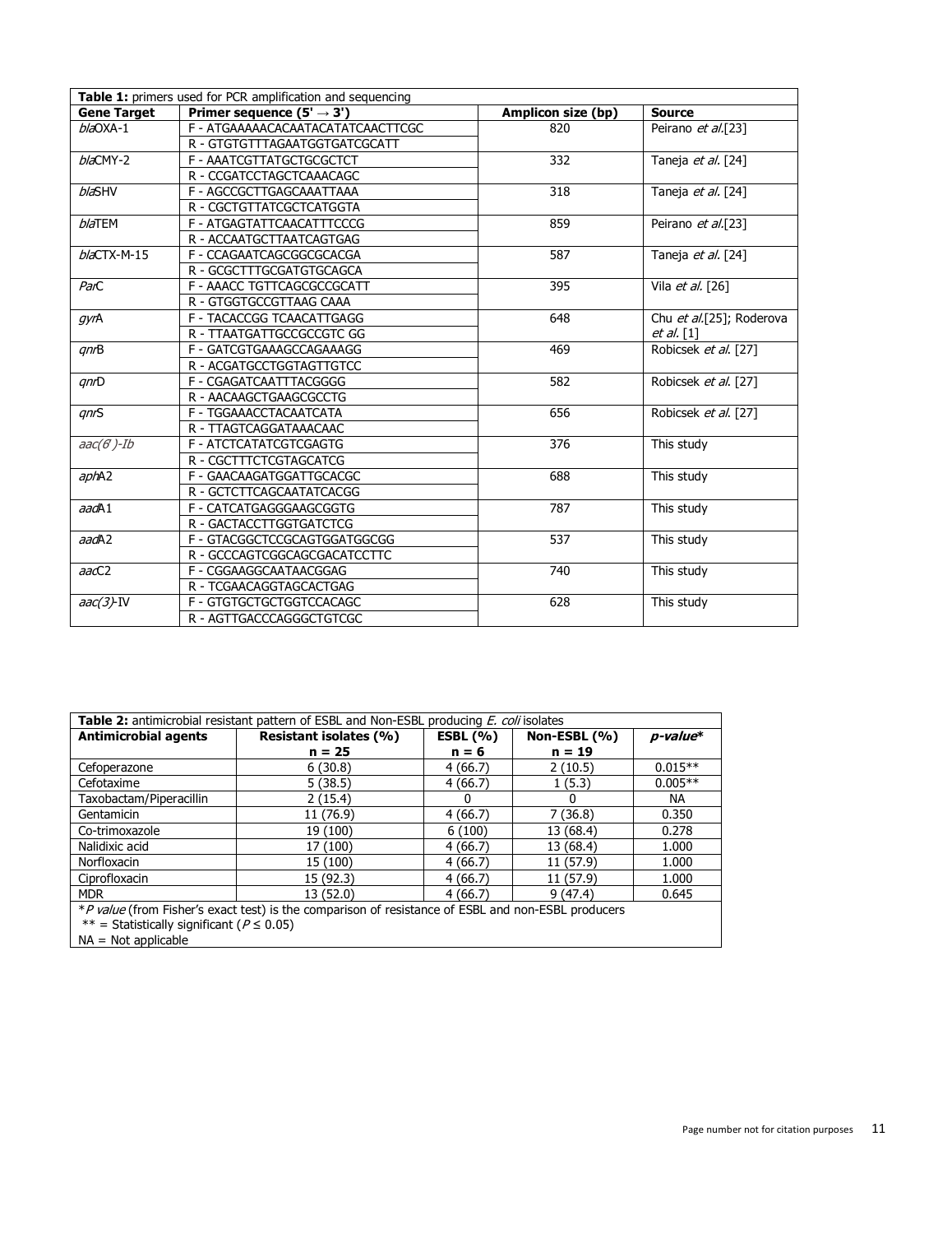**Table 1:** primers used for PCR amplification and sequencing

| Gene Target | Primer sequence (5' → 3') | Amplicon size (bp) | Source |
|---|---|---|---|
| *bla*OXA-1 | F - ATGAAAAACACAATACATATCAACTTCGC | 820 | Peirano *et al.*[23] |
| | R - GTGTGTTTAGAATGGTGATCGCATT | | |
| *bla*CMY-2 | F - AAATCGTTATGCTGCGCTCT | 332 | Taneja *et al.* [24] |
| | R - CCGATCCTAGCTCAAACAGC | | |
| *bla*SHV | F - AGCCGCTTGAGCAAATTAAA | 318 | Taneja *et al.* [24] |
| | R - CGCTGTTATCGCTCATGGTA | | |
| *bla*TEM | F - ATGAGTATTCAACATTTCCCG | 859 | Peirano *et al.*[23] |
| | R - ACCAATGCTTAATCAGTGAG | | |
| *bla*CTX-M-15 | F - CCAGAATCAGCGGCGCACGA | 587 | Taneja *et al.* [24] |
| | R - GCGCTTTGCGATGTGCAGCA | | |
| *Par*C | F - AAACC TGTTCAGCGCCGCATT | 395 | Vila *et al.* [26] |
| | R - GTGGTGCCGTTAAG CAAA | | |
| *gyr*A | F - TACACCGG TCAACATTGAGG | 648 | Chu *et al.*[25]; Roderova *et al.* [1] |
| | R - TTAATGATTGCCGCCGTC GG | | |
| *qnr*B | F - GATCGTGAAAGCCAGAAAGG | 469 | Robicsek *et al.* [27] |
| | R - ACGATGCCTGGTAGTTGTCC | | |
| *qnr*D | F - CGAGATCAATTTACGGGG | 582 | Robicsek *et al.* [27] |
| | R - AACAAGCTGAAGCGCCTG | | |
| *qnr*S | F - TGGAAACCTACAATCATA | 656 | Robicsek *et al.* [27] |
| | R - TTAGTCAGGATAAACAAC | | |
| *aac(6')-Ib* | F - ATCTCATATCGTCGAGTG | 376 | This study |
| | R - CGCTTTCTCGTAGCATCG | | |
| *aph*A2 | F - GAACAAGATGGATTGCACGC | 688 | This study |
| | R - GCTCTTCAGCAATATCACGG | | |
| *aad*A1 | F - CATCATGAGGGAAGCGGTG | 787 | This study |
| | R - GACTACCTTGGTGATCTCG | | |
| *aad*A2 | F - GTACGGCTCCGCAGTGGATGGCGG | 537 | This study |
| | R - GCCCAGTCGGCAGCGACATCCTTC | | |
| *aac*C2 | F - CGGAAGGCAATAACGGAG | 740 | This study |
| | R - TCGAACAGGTAGCACTGAG | | |
| *aac(3)*-IV | F - GTGTGCTGCTGGTCCACAGC | 628 | This study |
| | R - AGTTGACCCAGGGCTGTCGC | | |

**Table 2:** antimicrobial resistant pattern of ESBL and Non-ESBL producing *E. coli* isolates

| Antimicrobial agents | Resistant isolates (%) n = 25 | ESBL (%) n = 6 | Non-ESBL (%) n = 19 | *p-value** |
|---|---|---|---|---|
| Cefoperazone | 6 (30.8) | 4 (66.7) | 2 (10.5) | 0.015** |
| Cefotaxime | 5 (38.5) | 4 (66.7) | 1 (5.3) | 0.005** |
| Taxobactam/Piperacillin | 2 (15.4) | 0 | 0 | NA |
| Gentamicin | 11 (76.9) | 4 (66.7) | 7 (36.8) | 0.350 |
| Co-trimoxazole | 19 (100) | 6 (100) | 13 (68.4) | 0.278 |
| Nalidixic acid | 17 (100) | 4 (66.7) | 13 (68.4) | 1.000 |
| Norfloxacin | 15 (100) | 4 (66.7) | 11 (57.9) | 1.000 |
| Ciprofloxacin | 15 (92.3) | 4 (66.7) | 11 (57.9) | 1.000 |
| MDR | 13 (52.0) | 4 (66.7) | 9 (47.4) | 0.645 |

**P value* (from Fisher's exact test) is the comparison of resistance of ESBL and non-ESBL producers
** = Statistically significant ($P \leq 0.05$)
NA = Not applicable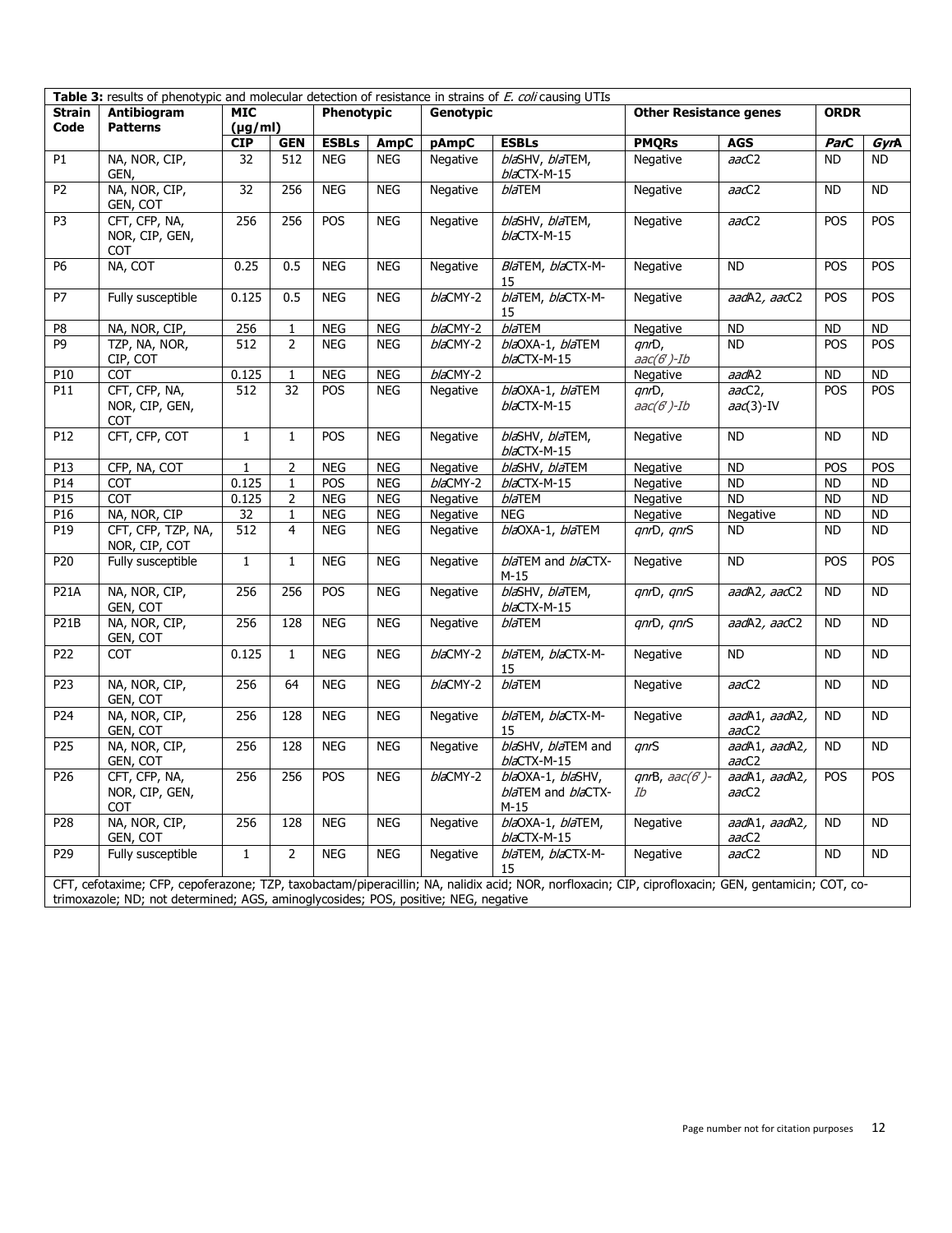**Table 3:** results of phenotypic and molecular detection of resistance in strains of *E. coli* causing UTIs

| Strain Code | Antibiogram Patterns | MIC (µg/ml) | | Phenotypic | | Genotypic | | Other Resistance genes | | ORDR | |
|---|---|---|---|---|---|---|---|---|---|---|---|
| | | CIP | GEN | ESBLs | AmpC | pAmpC | ESBLs | PMQRs | AGS | *ParC* | *GyrA* |
| P1 | NA, NOR, CIP, GEN, | 32 | 512 | NEG | NEG | Negative | *bla*SHV, *bla*TEM, *bla*CTX-M-15 | Negative | *aac*C2 | ND | ND |
| P2 | NA, NOR, CIP, GEN, COT | 32 | 256 | NEG | NEG | Negative | *bla*TEM | Negative | *aac*C2 | ND | ND |
| P3 | CFT, CFP, NA, NOR, CIP, GEN, COT | 256 | 256 | POS | NEG | Negative | *bla*SHV, *bla*TEM, *bla*CTX-M-15 | Negative | *aac*C2 | POS | POS |
| P6 | NA, COT | 0.25 | 0.5 | NEG | NEG | Negative | *Bla*TEM, *bla*CTX-M-15 | Negative | ND | POS | POS |
| P7 | Fully susceptible | 0.125 | 0.5 | NEG | NEG | *bla*CMY-2 | *bla*TEM, *bla*CTX-M-15 | Negative | *aad*A2, *aac*C2 | POS | POS |
| P8 | NA, NOR, CIP, | 256 | 1 | NEG | NEG | *bla*CMY-2 | *bla*TEM | Negative | ND | ND | ND |
| P9 | TZP, NA, NOR, CIP, COT | 512 | 2 | NEG | NEG | *bla*CMY-2 | *bla*OXA-1, *bla*TEM *bla*CTX-M-15 | *qnr*D, *aac(6')-Ib* | ND | POS | POS |
| P10 | COT | 0.125 | 1 | NEG | NEG | *bla*CMY-2 | | Negative | *aad*A2 | ND | ND |
| P11 | CFT, CFP, NA, NOR, CIP, GEN, COT | 512 | 32 | POS | NEG | Negative | *bla*OXA-1, *bla*TEM *bla*CTX-M-15 | *qnr*D, *aac(6')-Ib* | *aac*C2, *aac*(3)-IV | POS | POS |
| P12 | CFT, CFP, COT | 1 | 1 | POS | NEG | Negative | *bla*SHV, *bla*TEM, *bla*CTX-M-15 | Negative | ND | ND | ND |
| P13 | CFP, NA, COT | 1 | 2 | NEG | NEG | Negative | *bla*SHV, *bla*TEM | Negative | ND | POS | POS |
| P14 | COT | 0.125 | 1 | POS | NEG | *bla*CMY-2 | *bla*CTX-M-15 | Negative | ND | ND | ND |
| P15 | COT | 0.125 | 2 | NEG | NEG | Negative | *bla*TEM | Negative | ND | ND | ND |
| P16 | NA, NOR, CIP | 32 | 1 | NEG | NEG | Negative | NEG | Negative | Negative | ND | ND |
| P19 | CFT, CFP, TZP, NA, NOR, CIP, COT | 512 | 4 | NEG | NEG | Negative | *bla*OXA-1, *bla*TEM | *qnr*D, *qnr*S | ND | ND | ND |
| P20 | Fully susceptible | 1 | 1 | NEG | NEG | Negative | *bla*TEM and *bla*CTX-M-15 | Negative | ND | POS | POS |
| P21A | NA, NOR, CIP, GEN, COT | 256 | 256 | POS | NEG | Negative | *bla*SHV, *bla*TEM, *bla*CTX-M-15 | *qnr*D, *qnr*S | *aad*A2, *aac*C2 | ND | ND |
| P21B | NA, NOR, CIP, GEN, COT | 256 | 128 | NEG | NEG | Negative | *bla*TEM | *qnr*D, *qnr*S | *aad*A2, *aac*C2 | ND | ND |
| P22 | COT | 0.125 | 1 | NEG | NEG | *bla*CMY-2 | *bla*TEM, *bla*CTX-M-15 | Negative | ND | ND | ND |
| P23 | NA, NOR, CIP, GEN, COT | 256 | 64 | NEG | NEG | *bla*CMY-2 | *bla*TEM | Negative | *aac*C2 | ND | ND |
| P24 | NA, NOR, CIP, GEN, COT | 256 | 128 | NEG | NEG | Negative | *bla*TEM, *bla*CTX-M-15 | Negative | *aad*A1, *aad*A2, *aac*C2 | ND | ND |
| P25 | NA, NOR, CIP, GEN, COT | 256 | 128 | NEG | NEG | Negative | *bla*SHV, *bla*TEM and *bla*CTX-M-15 | *qnr*S | *aad*A1, *aad*A2, *aac*C2 | ND | ND |
| P26 | CFT, CFP, NA, NOR, CIP, GEN, COT | 256 | 256 | POS | NEG | *bla*CMY-2 | *bla*OXA-1, *bla*SHV, *bla*TEM and *bla*CTX-M-15 | *qnr*B, *aac(6')-Ib* | *aad*A1, *aad*A2, *aac*C2 | POS | POS |
| P28 | NA, NOR, CIP, GEN, COT | 256 | 128 | NEG | NEG | Negative | *bla*OXA-1, *bla*TEM, *bla*CTX-M-15 | Negative | *aad*A1, *aad*A2, *aac*C2 | ND | ND |
| P29 | Fully susceptible | 1 | 2 | NEG | NEG | Negative | *bla*TEM, *bla*CTX-M-15 | Negative | *aac*C2 | ND | ND |

CFT, cefotaxime; CFP, cepoferazone; TZP, taxobactam/piperacillin; NA, nalidix acid; NOR, norfloxacin; CIP, ciprofloxacin; GEN, gentamicin; COT, co-trimoxazole; ND; not determined; AGS, aminoglycosides; POS, positive; NEG, negative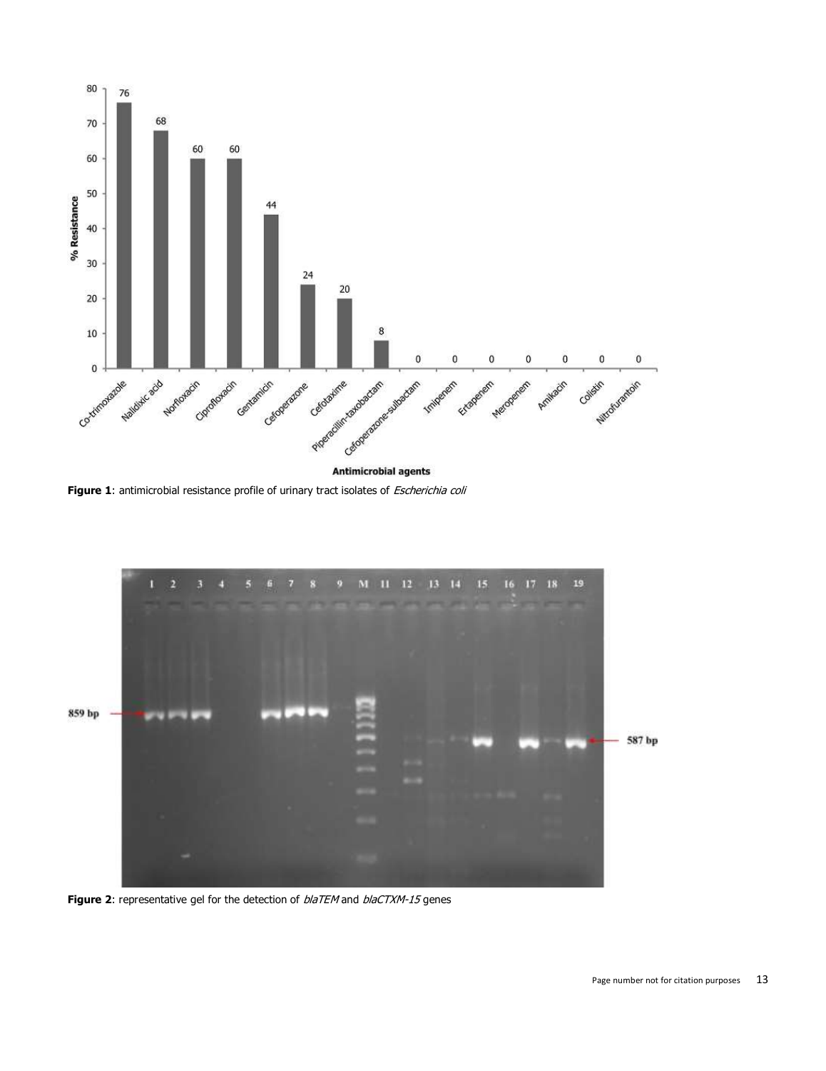**Figure 1**: antimicrobial resistance profile of urinary tract isolates of *Escherichia coli*

**Figure 2**: representative gel for the detection of *blaTEM* and *blaCTXM-15* genes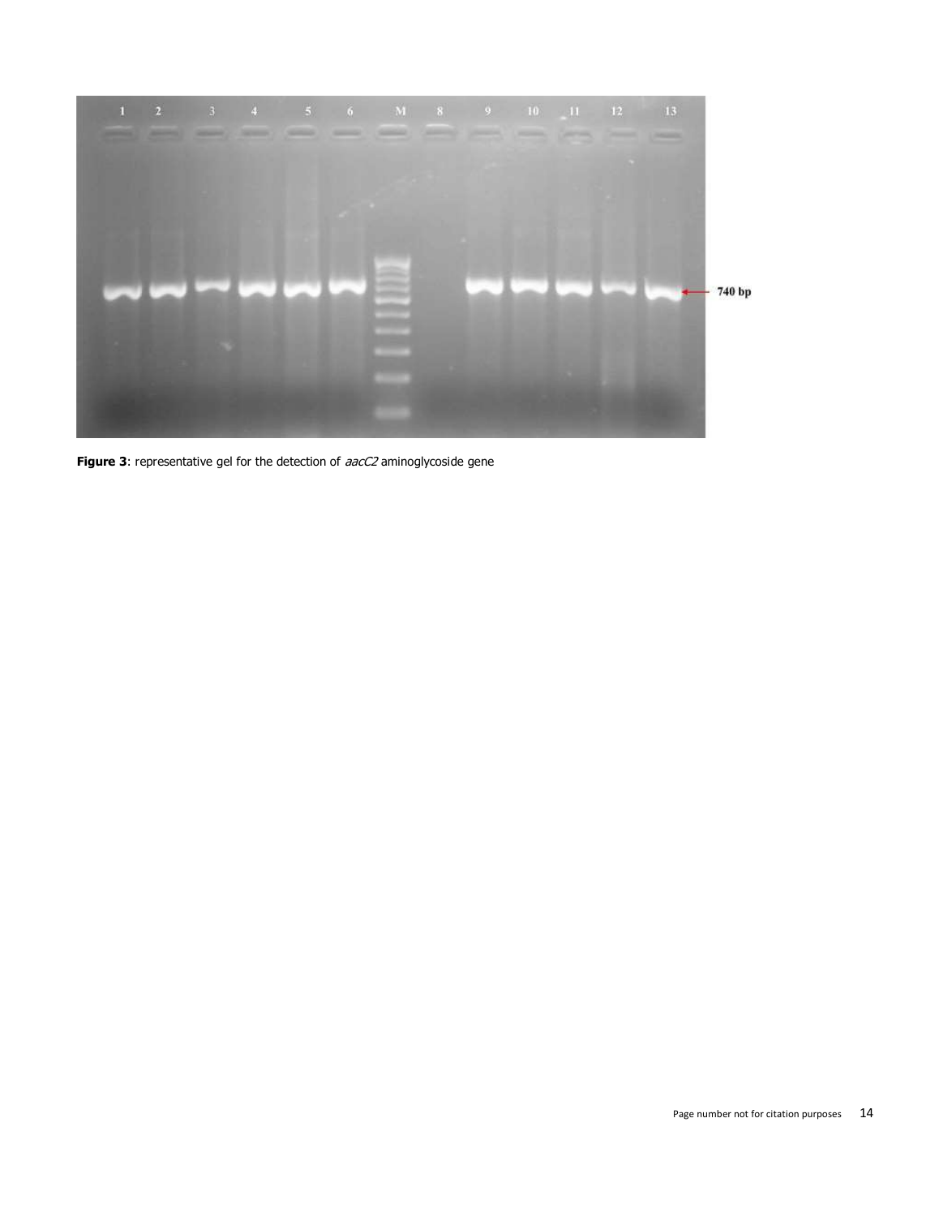**Figure 3**: representative gel for the detection of *aacC2* aminoglycoside gene